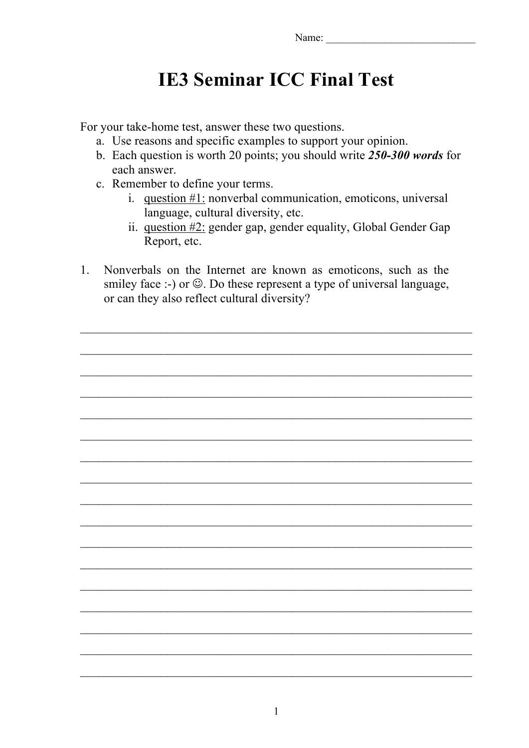Name: ____________________________

# IE3 Seminar ICC Final Test

For your take-home test, answer these two questions.

a. Use reasons and specific examples to support your opinion.
b. Each question is worth 20 points; you should write ***250-300 words*** for each answer.
c. Remember to define your terms.
    i. <u>question #1:</u> nonverbal communication, emoticons, universal language, cultural diversity, etc.
    ii. <u>question #2:</u> gender gap, gender equality, Global Gender Gap Report, etc.

1. Nonverbals on the Internet are known as emoticons, such as the smiley face :-) or ☺. Do these represent a type of universal language, or can they also reflect cultural diversity?

_____________________________________________________________________

_____________________________________________________________________

_____________________________________________________________________

_____________________________________________________________________

_____________________________________________________________________

_____________________________________________________________________

_____________________________________________________________________

_____________________________________________________________________

_____________________________________________________________________

_____________________________________________________________________

_____________________________________________________________________

_____________________________________________________________________

_____________________________________________________________________

_____________________________________________________________________

_____________________________________________________________________

_____________________________________________________________________

_____________________________________________________________________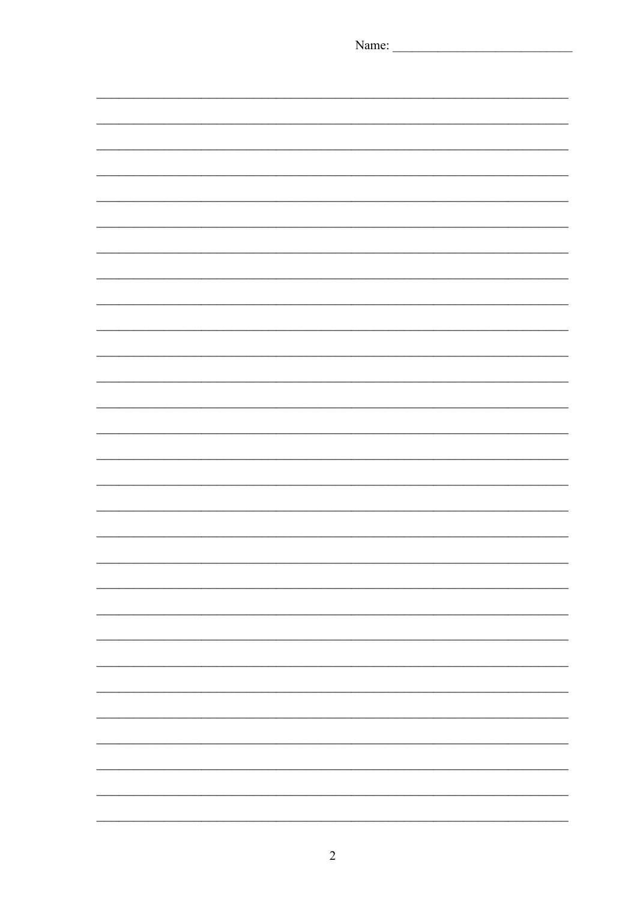Name: ____________________________

________________________________________________________________________

________________________________________________________________________

________________________________________________________________________

________________________________________________________________________

________________________________________________________________________

________________________________________________________________________

________________________________________________________________________

________________________________________________________________________

________________________________________________________________________

________________________________________________________________________

________________________________________________________________________

________________________________________________________________________

________________________________________________________________________

________________________________________________________________________

________________________________________________________________________

________________________________________________________________________

________________________________________________________________________

________________________________________________________________________

________________________________________________________________________

________________________________________________________________________

________________________________________________________________________

________________________________________________________________________

________________________________________________________________________

________________________________________________________________________

________________________________________________________________________

________________________________________________________________________

________________________________________________________________________

________________________________________________________________________

________________________________________________________________________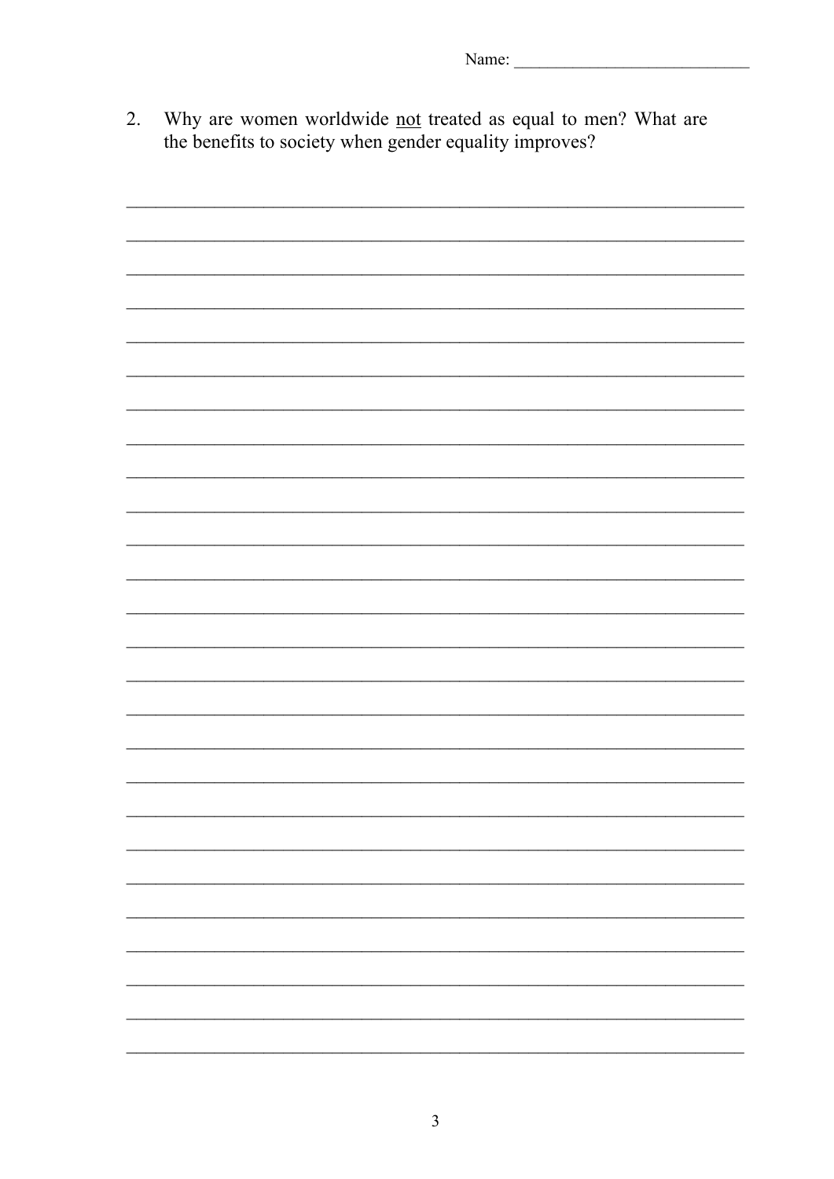Name: ___________________________

2. Why are women worldwide <u>not</u> treated as equal to men? What are the benefits to society when gender equality improves?

_______________________________________________________________

_______________________________________________________________

_______________________________________________________________

_______________________________________________________________

_______________________________________________________________

_______________________________________________________________

_______________________________________________________________

_______________________________________________________________

_______________________________________________________________

_______________________________________________________________

_______________________________________________________________

_______________________________________________________________

_______________________________________________________________

_______________________________________________________________

_______________________________________________________________

_______________________________________________________________

_______________________________________________________________

_______________________________________________________________

_______________________________________________________________

_______________________________________________________________

_______________________________________________________________

_______________________________________________________________

_______________________________________________________________

_______________________________________________________________

_______________________________________________________________

_______________________________________________________________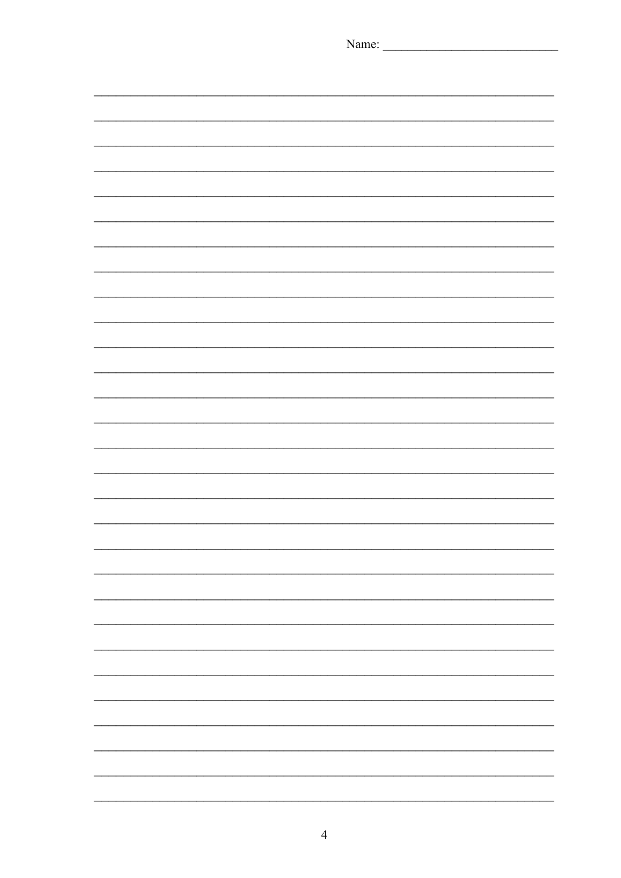Name: ____________________________